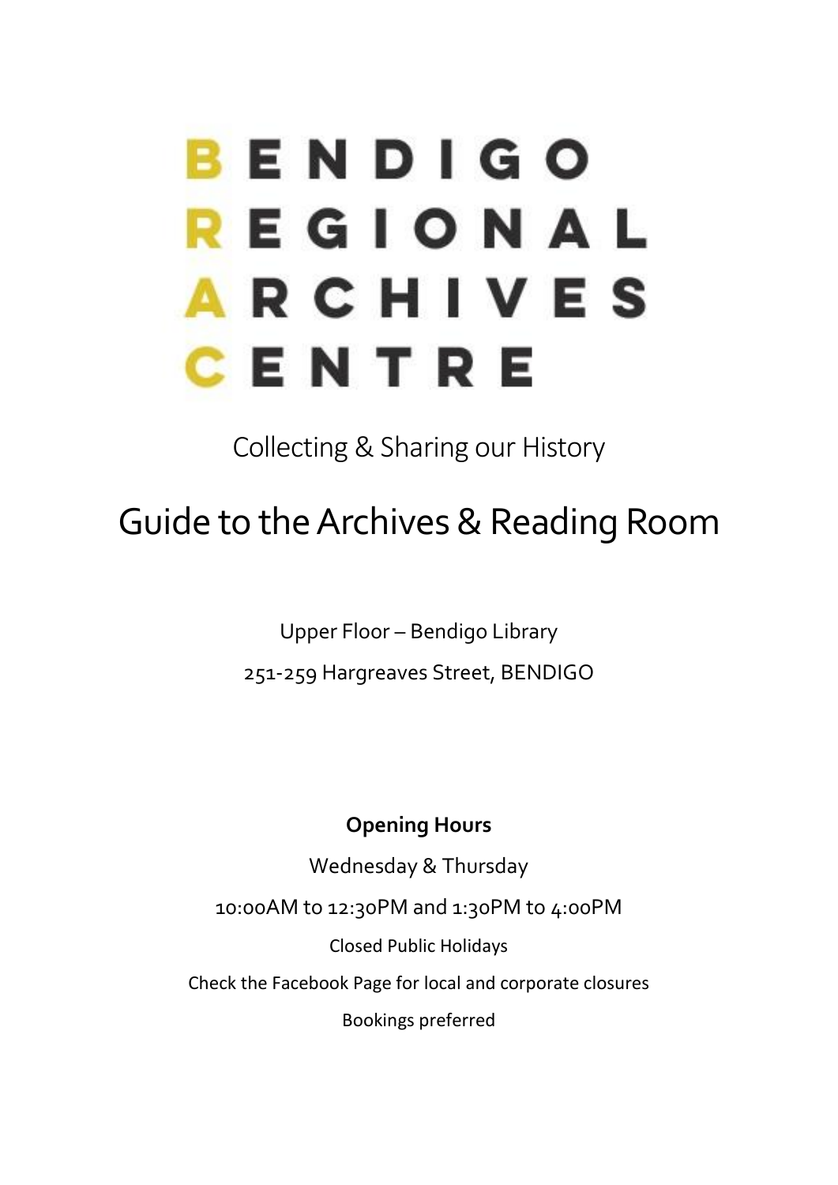# BENDIGO REGIONAL ARCHIVES CENTRE

Collecting & Sharing our History

## Guide to the Archives & Reading Room

Upper Floor – Bendigo Library

251-259 Hargreaves Street, BENDIGO

**Opening Hours**

Wednesday & Thursday

10:00AM to 12:30PM and 1:30PM to 4:00PM

Closed Public Holidays

Check the Facebook Page for local and corporate closures

Bookings preferred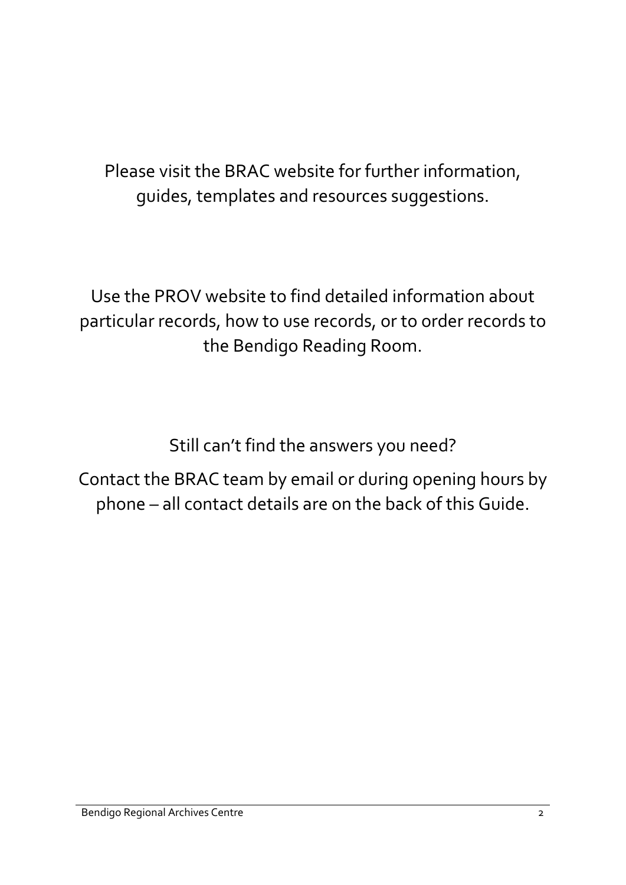Please visit the BRAC website for further information, guides, templates and resources suggestions.

Use the PROV website to find detailed information about particular records, how to use records, or to order records to the Bendigo Reading Room.

Still can't find the answers you need?

Contact the BRAC team by email or during opening hours by phone – all contact details are on the back of this Guide.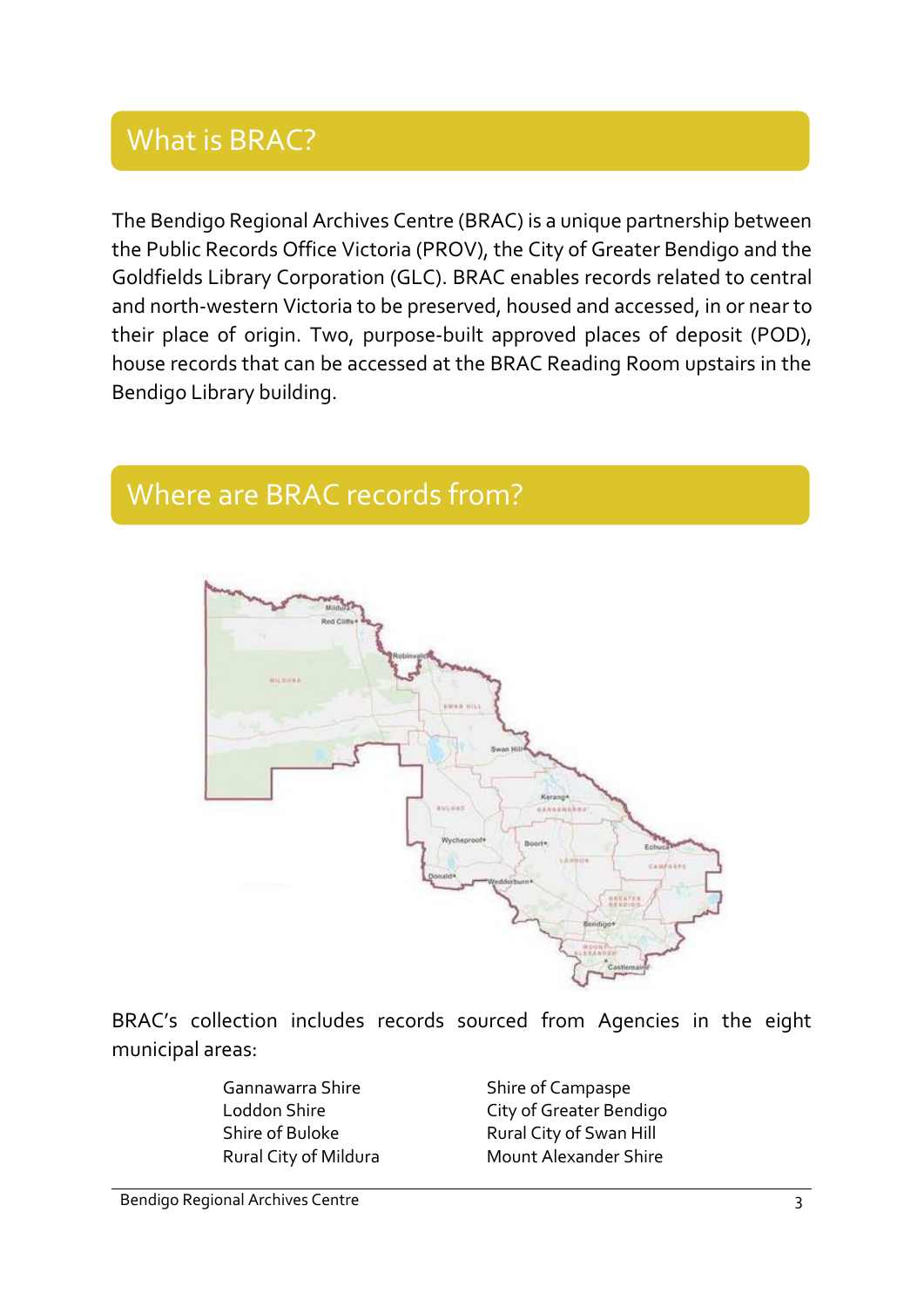## What is BRAC?

The Bendigo Regional Archives Centre (BRAC) is a unique partnership between the Public Records Office Victoria (PROV), the City of Greater Bendigo and the Goldfields Library Corporation (GLC). BRAC enables records related to central and north-western Victoria to be preserved, housed and accessed, in or near to their place of origin. Two, purpose-built approved places of deposit (POD), house records that can be accessed at the BRAC Reading Room upstairs in the Bendigo Library building.

## Where are BRAC records from?

BRAC's collection includes records sourced from Agencies in the eight municipal areas:

- Gannawarra Shire
- Loddon Shire
- Shire of Buloke
- Rural City of Mildura
- Shire of Campaspe
- City of Greater Bendigo
- Rural City of Swan Hill
- Mount Alexander Shire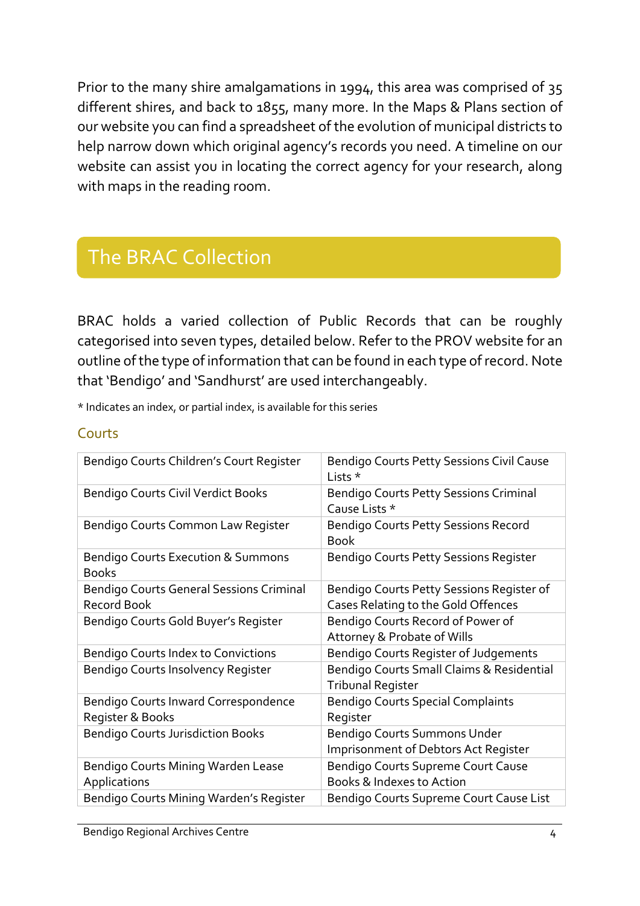Prior to the many shire amalgamations in 1994, this area was comprised of 35 different shires, and back to 1855, many more. In the Maps & Plans section of our website you can find a spreadsheet of the evolution of municipal districts to help narrow down which original agency's records you need. A timeline on our website can assist you in locating the correct agency for your research, along with maps in the reading room.

## The BRAC Collection

BRAC holds a varied collection of Public Records that can be roughly categorised into seven types, detailed below. Refer to the PROV website for an outline of the type of information that can be found in each type of record. Note that 'Bendigo' and 'Sandhurst' are used interchangeably.

* Indicates an index, or partial index, is available for this series

### Courts

| | |
|---|---|
| Bendigo Courts Children's Court Register | Bendigo Courts Petty Sessions Civil Cause Lists * |
| Bendigo Courts Civil Verdict Books | Bendigo Courts Petty Sessions Criminal Cause Lists * |
| Bendigo Courts Common Law Register | Bendigo Courts Petty Sessions Record Book |
| Bendigo Courts Execution & Summons Books | Bendigo Courts Petty Sessions Register |
| Bendigo Courts General Sessions Criminal Record Book | Bendigo Courts Petty Sessions Register of Cases Relating to the Gold Offences |
| Bendigo Courts Gold Buyer's Register | Bendigo Courts Record of Power of Attorney & Probate of Wills |
| Bendigo Courts Index to Convictions | Bendigo Courts Register of Judgements |
| Bendigo Courts Insolvency Register | Bendigo Courts Small Claims & Residential Tribunal Register |
| Bendigo Courts Inward Correspondence Register & Books | Bendigo Courts Special Complaints Register |
| Bendigo Courts Jurisdiction Books | Bendigo Courts Summons Under Imprisonment of Debtors Act Register |
| Bendigo Courts Mining Warden Lease Applications | Bendigo Courts Supreme Court Cause Books & Indexes to Action |
| Bendigo Courts Mining Warden's Register | Bendigo Courts Supreme Court Cause List |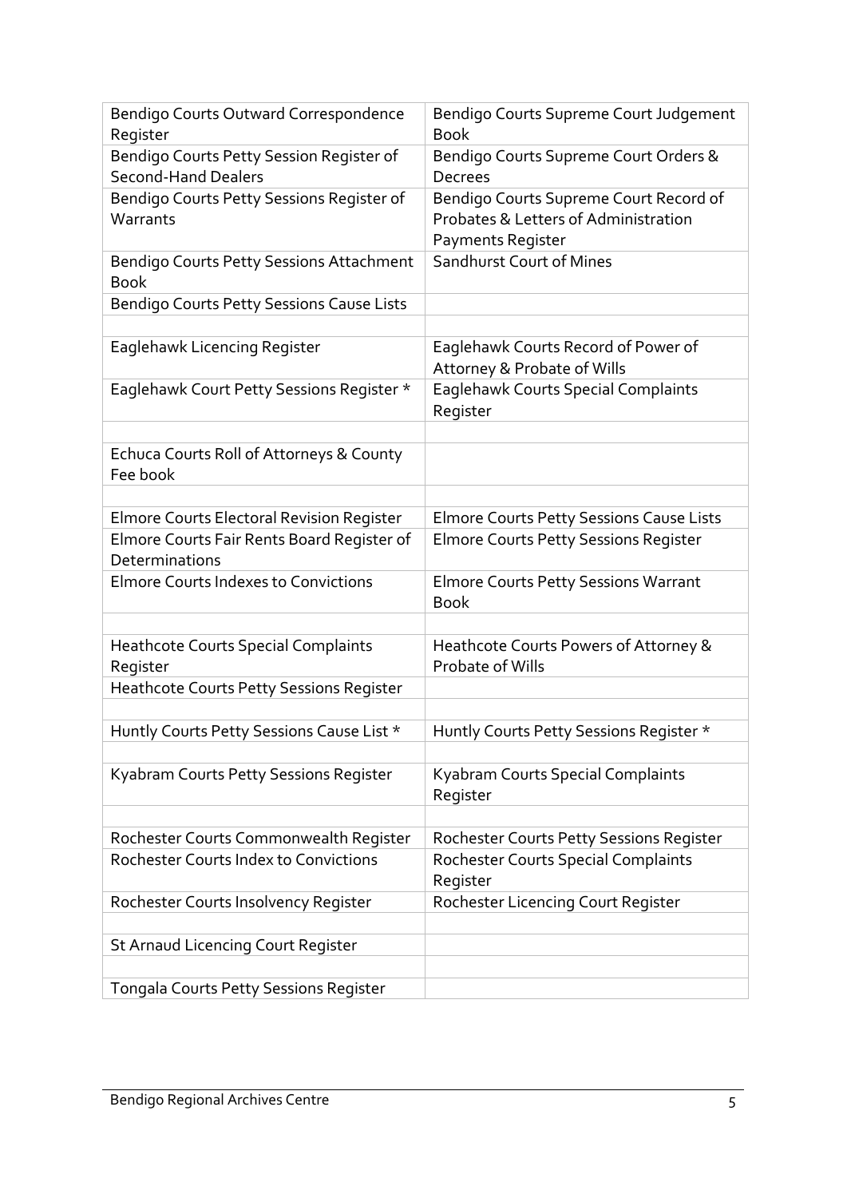| Bendigo Courts Outward Correspondence Register | Bendigo Courts Supreme Court Judgement Book |
|---|---|
| Bendigo Courts Petty Session Register of Second-Hand Dealers | Bendigo Courts Supreme Court Orders & Decrees |
| Bendigo Courts Petty Sessions Register of Warrants | Bendigo Courts Supreme Court Record of Probates & Letters of Administration Payments Register |
| Bendigo Courts Petty Sessions Attachment Book | Sandhurst Court of Mines |
| Bendigo Courts Petty Sessions Cause Lists | |
| | |
| Eaglehawk Licencing Register | Eaglehawk Courts Record of Power of Attorney & Probate of Wills |
| Eaglehawk Court Petty Sessions Register * | Eaglehawk Courts Special Complaints Register |
| | |
| Echuca Courts Roll of Attorneys & County Fee book | |
| | |
| Elmore Courts Electoral Revision Register | Elmore Courts Petty Sessions Cause Lists |
| Elmore Courts Fair Rents Board Register of Determinations | Elmore Courts Petty Sessions Register |
| Elmore Courts Indexes to Convictions | Elmore Courts Petty Sessions Warrant Book |
| | |
| Heathcote Courts Special Complaints Register | Heathcote Courts Powers of Attorney & Probate of Wills |
| Heathcote Courts Petty Sessions Register | |
| | |
| Huntly Courts Petty Sessions Cause List * | Huntly Courts Petty Sessions Register * |
| | |
| Kyabram Courts Petty Sessions Register | Kyabram Courts Special Complaints Register |
| | |
| Rochester Courts Commonwealth Register | Rochester Courts Petty Sessions Register |
| Rochester Courts Index to Convictions | Rochester Courts Special Complaints Register |
| Rochester Courts Insolvency Register | Rochester Licencing Court Register |
| | |
| St Arnaud Licencing Court Register | |
| | |
| Tongala Courts Petty Sessions Register | |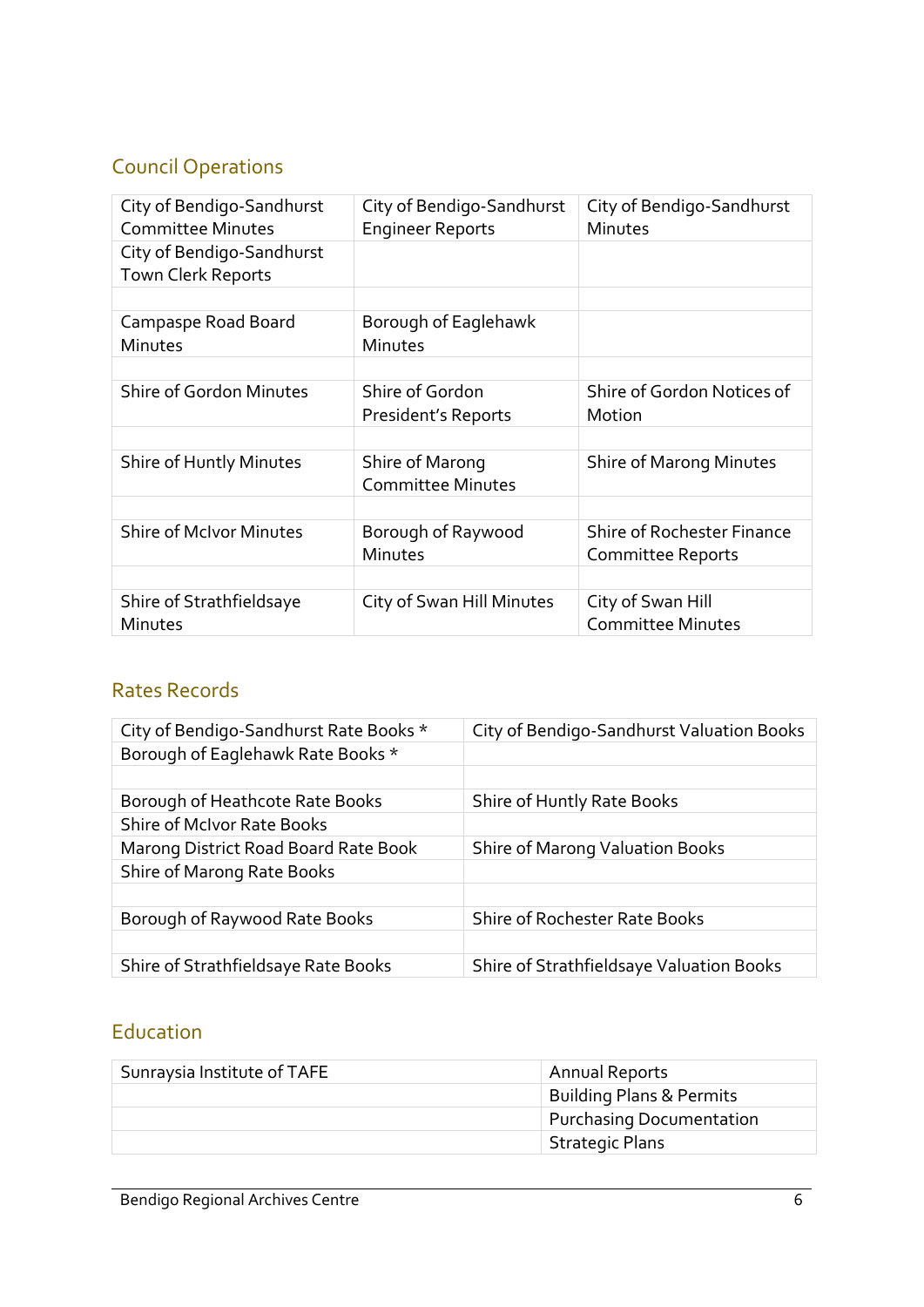## Council Operations

| | | |
|---|---|---|
| City of Bendigo-Sandhurst Committee Minutes | City of Bendigo-Sandhurst Engineer Reports | City of Bendigo-Sandhurst Minutes |
| City of Bendigo-Sandhurst Town Clerk Reports | | |
| | | |
| Campaspe Road Board Minutes | Borough of Eaglehawk Minutes | |
| | | |
| Shire of Gordon Minutes | Shire of Gordon President's Reports | Shire of Gordon Notices of Motion |
| | | |
| Shire of Huntly Minutes | Shire of Marong Committee Minutes | Shire of Marong Minutes |
| | | |
| Shire of McIvor Minutes | Borough of Raywood Minutes | Shire of Rochester Finance Committee Reports |
| | | |
| Shire of Strathfieldsaye Minutes | City of Swan Hill Minutes | City of Swan Hill Committee Minutes |

## Rates Records

| | |
|---|---|
| City of Bendigo-Sandhurst Rate Books * | City of Bendigo-Sandhurst Valuation Books |
| Borough of Eaglehawk Rate Books * | |
| | |
| Borough of Heathcote Rate Books | Shire of Huntly Rate Books |
| Shire of McIvor Rate Books | |
| Marong District Road Board Rate Book | Shire of Marong Valuation Books |
| Shire of Marong Rate Books | |
| | |
| Borough of Raywood Rate Books | Shire of Rochester Rate Books |
| | |
| Shire of Strathfieldsaye Rate Books | Shire of Strathfieldsaye Valuation Books |

## Education

| | |
|---|---|
| Sunraysia Institute of TAFE | Annual Reports |
| | Building Plans & Permits |
| | Purchasing Documentation |
| | Strategic Plans |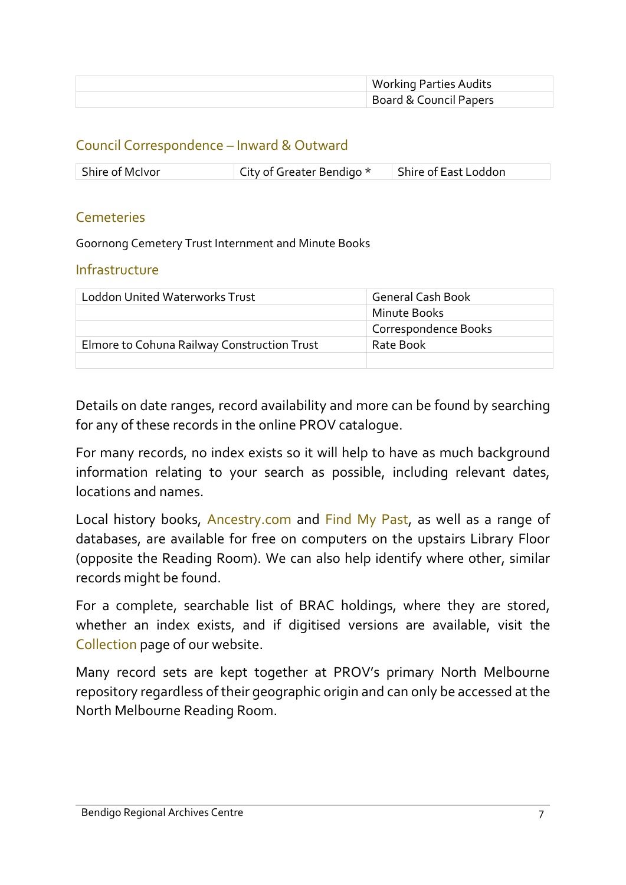| | |
|---|---|
| | Working Parties Audits |
| | Board & Council Papers |

## Council Correspondence – Inward & Outward

| Shire of McIvor | City of Greater Bendigo * | Shire of East Loddon |
|---|---|---|

## Cemeteries

Goornong Cemetery Trust Internment and Minute Books

## Infrastructure

| | |
|---|---|
| Loddon United Waterworks Trust | General Cash Book |
| | Minute Books |
| | Correspondence Books |
| Elmore to Cohuna Railway Construction Trust | Rate Book |
| | |

Details on date ranges, record availability and more can be found by searching for any of these records in the online PROV catalogue.

For many records, no index exists so it will help to have as much background information relating to your search as possible, including relevant dates, locations and names.

Local history books, Ancestry.com and Find My Past, as well as a range of databases, are available for free on computers on the upstairs Library Floor (opposite the Reading Room). We can also help identify where other, similar records might be found.

For a complete, searchable list of BRAC holdings, where they are stored, whether an index exists, and if digitised versions are available, visit the Collection page of our website.

Many record sets are kept together at PROV's primary North Melbourne repository regardless of their geographic origin and can only be accessed at the North Melbourne Reading Room.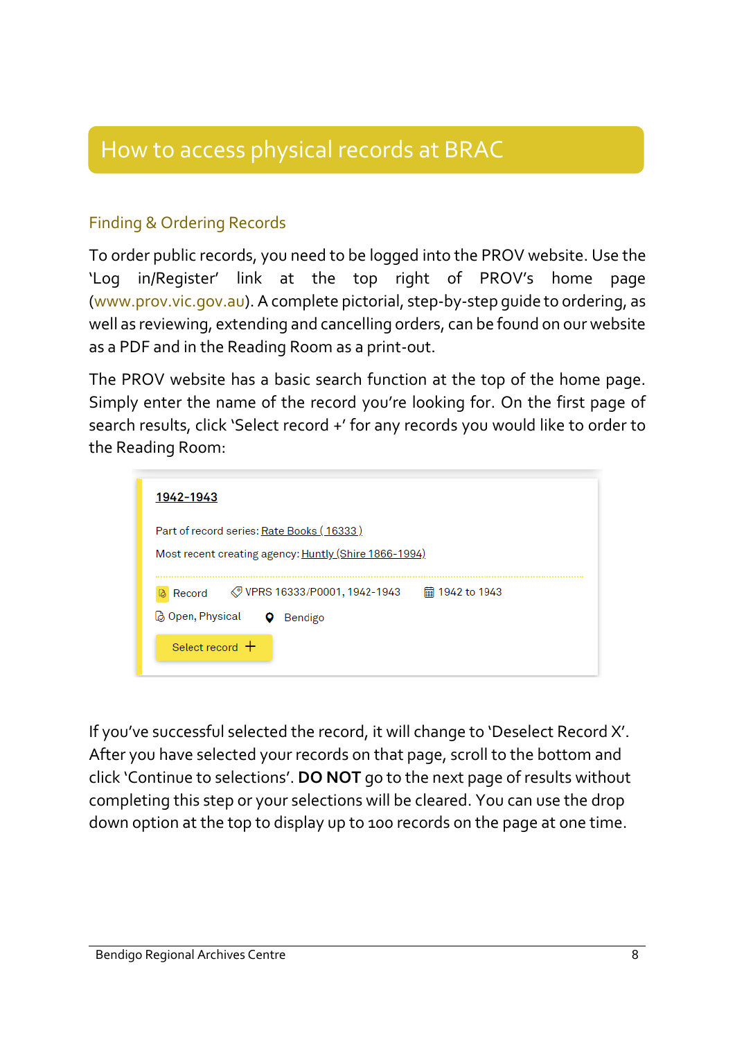# How to access physical records at BRAC

## Finding & Ordering Records

To order public records, you need to be logged into the PROV website. Use the 'Log in/Register' link at the top right of PROV's home page (www.prov.vic.gov.au). A complete pictorial, step-by-step guide to ordering, as well as reviewing, extending and cancelling orders, can be found on our website as a PDF and in the Reading Room as a print-out.

The PROV website has a basic search function at the top of the home page. Simply enter the name of the record you're looking for. On the first page of search results, click 'Select record +' for any records you would like to order to the Reading Room:

**1942-1943**

Part of record series: Rate Books ( 16333 )

Most recent creating agency: Huntly (Shire 1866-1994)

Record | VPRS 16333/P0001, 1942-1943 | 1942 to 1943

Open, Physical | Bendigo

Select record +

If you've successful selected the record, it will change to 'Deselect Record X'. After you have selected your records on that page, scroll to the bottom and click 'Continue to selections'. **DO NOT** go to the next page of results without completing this step or your selections will be cleared. You can use the drop down option at the top to display up to 100 records on the page at one time.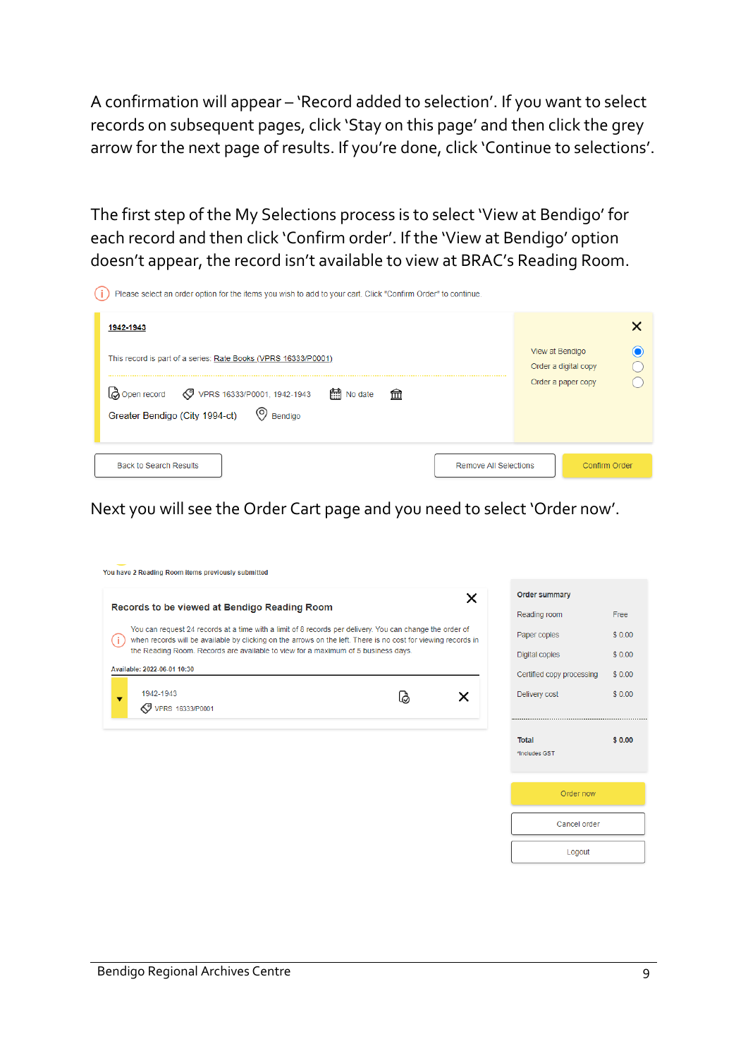A confirmation will appear – 'Record added to selection'. If you want to select records on subsequent pages, click 'Stay on this page' and then click the grey arrow for the next page of results. If you're done, click 'Continue to selections'.

The first step of the My Selections process is to select 'View at Bendigo' for each record and then click 'Confirm order'. If the 'View at Bendigo' option doesn't appear, the record isn't available to view at BRAC's Reading Room.

Please select an order option for the items you wish to add to your cart. Click "Confirm Order" to continue.

1942-1943

This record is part of a series: Rate Books (VPRS 16333/P0001)

Open record | VPRS 16333/P0001, 1942-1943 | No date

Greater Bendigo (City 1994-ct) | Bendigo

View at Bendigo
Order a digital copy
Order a paper copy

Back to Search Results | Remove All Selections | Confirm Order

Next you will see the Order Cart page and you need to select 'Order now'.

You have 2 Reading Room items previously submitted

Records to be viewed at Bendigo Reading Room

You can request 24 records at a time with a limit of 8 records per delivery. You can change the order of when records will be available by clicking on the arrows on the left. There is no cost for viewing records in the Reading Room. Records are available to view for a maximum of 5 business days.

Available: 2022-06-01 10:30

1942-1943
VPRS 16333/P0001

| Order summary | |
|---|---|
| Reading room | Free |
| Paper copies | $ 0.00 |
| Digital copies | $ 0.00 |
| Certified copy processing | $ 0.00 |
| Delivery cost | $ 0.00 |
| Total | $ 0.00 |
| *Includes GST | |

Order now

Cancel order

Logout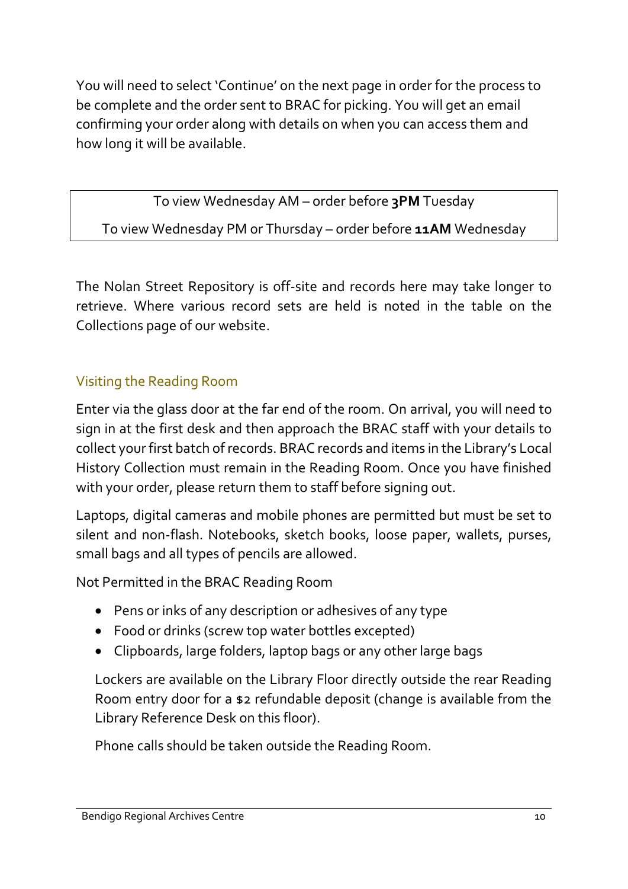You will need to select 'Continue' on the next page in order for the process to be complete and the order sent to BRAC for picking. You will get an email confirming your order along with details on when you can access them and how long it will be available.

| To view Wednesday AM – order before **3PM** Tuesday |
|---|
| To view Wednesday PM or Thursday – order before **11AM** Wednesday |

The Nolan Street Repository is off-site and records here may take longer to retrieve. Where various record sets are held is noted in the table on the Collections page of our website.

## Visiting the Reading Room

Enter via the glass door at the far end of the room. On arrival, you will need to sign in at the first desk and then approach the BRAC staff with your details to collect your first batch of records. BRAC records and items in the Library's Local History Collection must remain in the Reading Room. Once you have finished with your order, please return them to staff before signing out.

Laptops, digital cameras and mobile phones are permitted but must be set to silent and non-flash. Notebooks, sketch books, loose paper, wallets, purses, small bags and all types of pencils are allowed.

Not Permitted in the BRAC Reading Room

- Pens or inks of any description or adhesives of any type
- Food or drinks (screw top water bottles excepted)
- Clipboards, large folders, laptop bags or any other large bags

Lockers are available on the Library Floor directly outside the rear Reading Room entry door for a $2 refundable deposit (change is available from the Library Reference Desk on this floor).

Phone calls should be taken outside the Reading Room.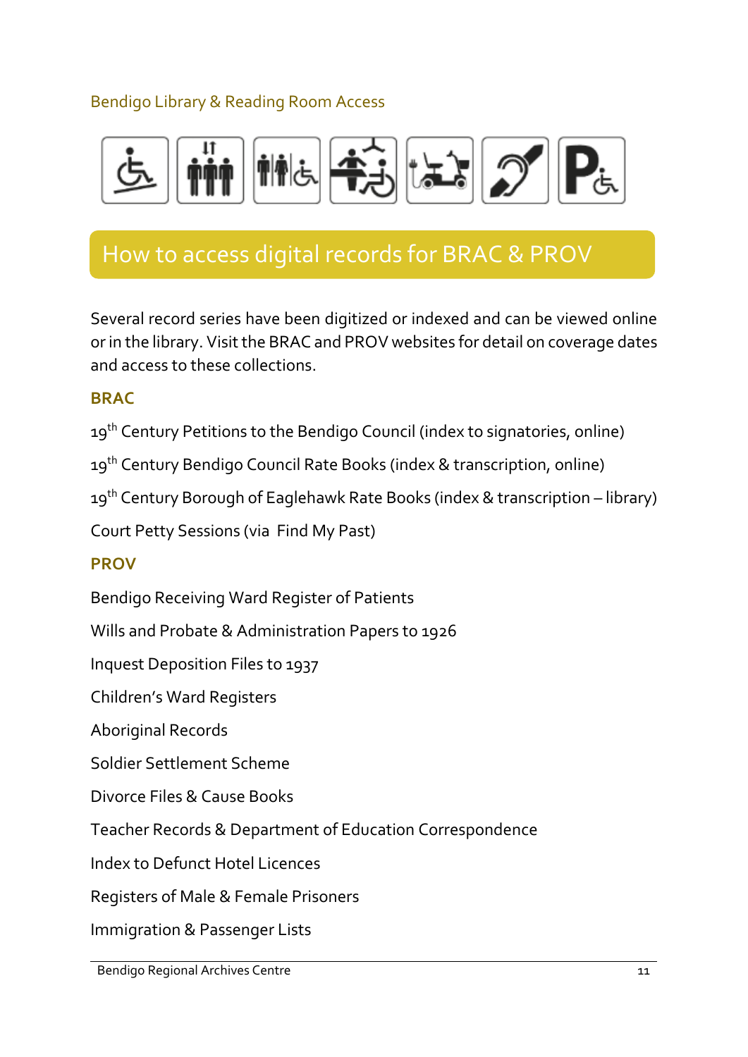Bendigo Library & Reading Room Access

## How to access digital records for BRAC & PROV

Several record series have been digitized or indexed and can be viewed online or in the library. Visit the BRAC and PROV websites for detail on coverage dates and access to these collections.

### BRAC

19th Century Petitions to the Bendigo Council (index to signatories, online)

19th Century Bendigo Council Rate Books (index & transcription, online)

19th Century Borough of Eaglehawk Rate Books (index & transcription – library)

Court Petty Sessions (via Find My Past)

### PROV

Bendigo Receiving Ward Register of Patients

Wills and Probate & Administration Papers to 1926

Inquest Deposition Files to 1937

Children's Ward Registers

Aboriginal Records

Soldier Settlement Scheme

Divorce Files & Cause Books

Teacher Records & Department of Education Correspondence

Index to Defunct Hotel Licences

Registers of Male & Female Prisoners

Immigration & Passenger Lists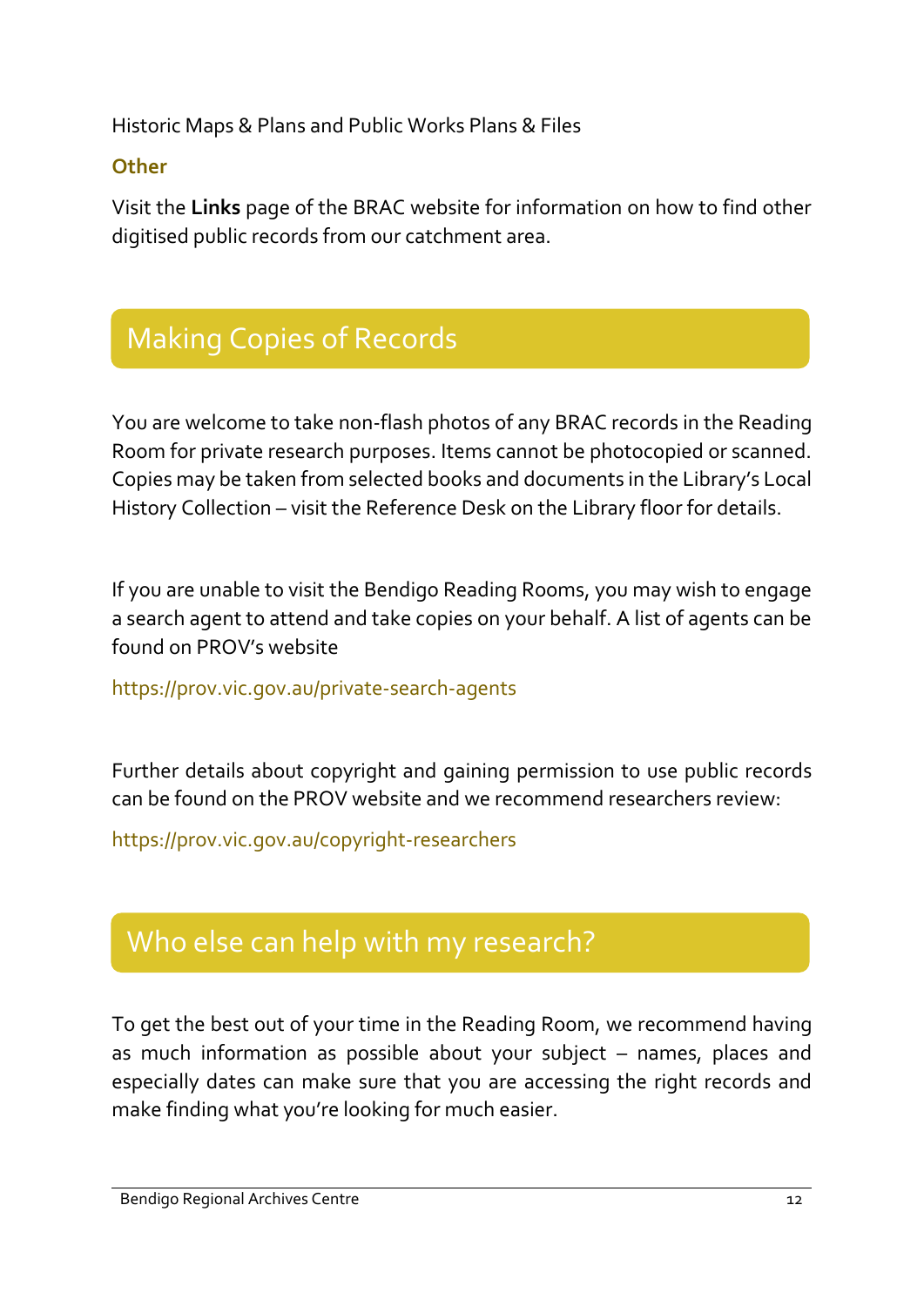Historic Maps & Plans and Public Works Plans & Files

### Other

Visit the **Links** page of the BRAC website for information on how to find other digitised public records from our catchment area.

## Making Copies of Records

You are welcome to take non-flash photos of any BRAC records in the Reading Room for private research purposes. Items cannot be photocopied or scanned. Copies may be taken from selected books and documents in the Library's Local History Collection – visit the Reference Desk on the Library floor for details.

If you are unable to visit the Bendigo Reading Rooms, you may wish to engage a search agent to attend and take copies on your behalf. A list of agents can be found on PROV's website

https://prov.vic.gov.au/private-search-agents

Further details about copyright and gaining permission to use public records can be found on the PROV website and we recommend researchers review:

https://prov.vic.gov.au/copyright-researchers

## Who else can help with my research?

To get the best out of your time in the Reading Room, we recommend having as much information as possible about your subject – names, places and especially dates can make sure that you are accessing the right records and make finding what you're looking for much easier.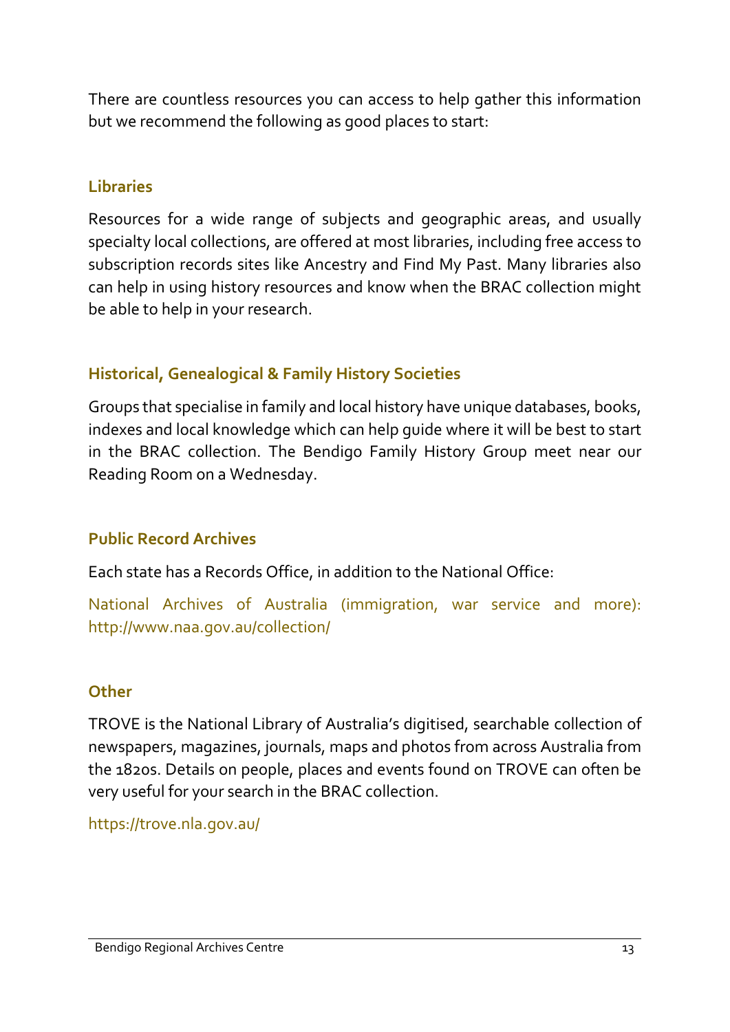There are countless resources you can access to help gather this information but we recommend the following as good places to start:

### Libraries

Resources for a wide range of subjects and geographic areas, and usually specialty local collections, are offered at most libraries, including free access to subscription records sites like Ancestry and Find My Past. Many libraries also can help in using history resources and know when the BRAC collection might be able to help in your research.

### Historical, Genealogical & Family History Societies

Groups that specialise in family and local history have unique databases, books, indexes and local knowledge which can help guide where it will be best to start in the BRAC collection. The Bendigo Family History Group meet near our Reading Room on a Wednesday.

### Public Record Archives

Each state has a Records Office, in addition to the National Office:

National Archives of Australia (immigration, war service and more): http://www.naa.gov.au/collection/

### Other

TROVE is the National Library of Australia's digitised, searchable collection of newspapers, magazines, journals, maps and photos from across Australia from the 1820s. Details on people, places and events found on TROVE can often be very useful for your search in the BRAC collection.

https://trove.nla.gov.au/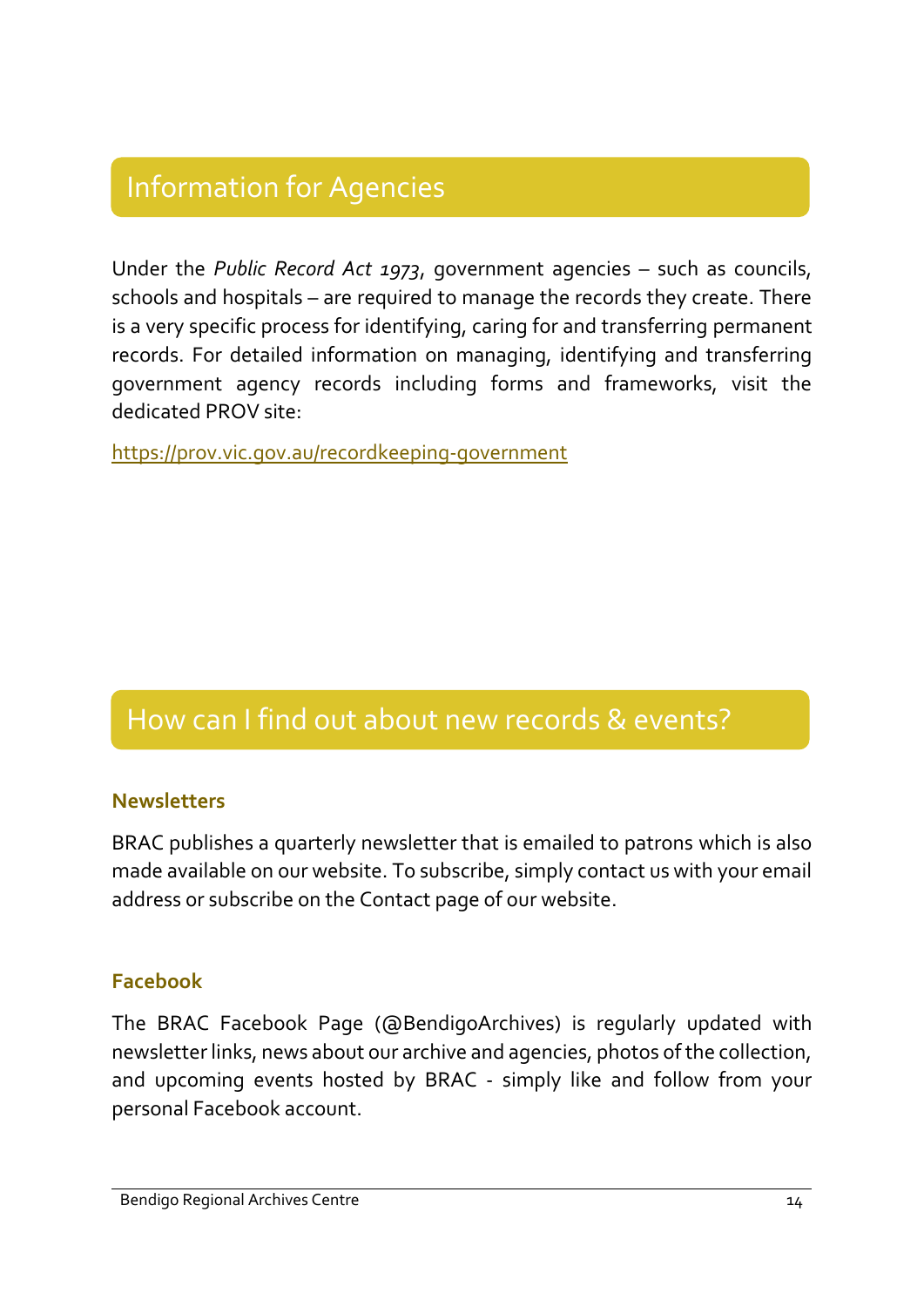## Information for Agencies

Under the *Public Record Act 1973*, government agencies – such as councils, schools and hospitals – are required to manage the records they create. There is a very specific process for identifying, caring for and transferring permanent records. For detailed information on managing, identifying and transferring government agency records including forms and frameworks, visit the dedicated PROV site:

https://prov.vic.gov.au/recordkeeping-government

## How can I find out about new records & events?

### Newsletters

BRAC publishes a quarterly newsletter that is emailed to patrons which is also made available on our website. To subscribe, simply contact us with your email address or subscribe on the Contact page of our website.

### Facebook

The BRAC Facebook Page (@BendigoArchives) is regularly updated with newsletter links, news about our archive and agencies, photos of the collection, and upcoming events hosted by BRAC - simply like and follow from your personal Facebook account.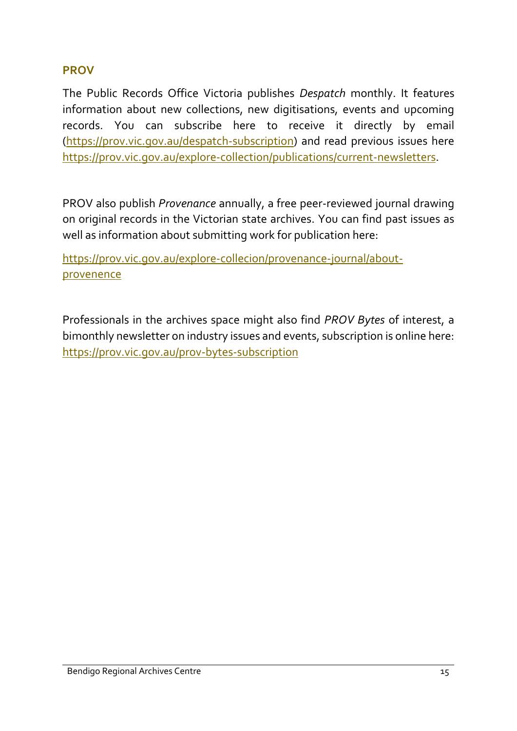## PROV

The Public Records Office Victoria publishes *Despatch* monthly. It features information about new collections, new digitisations, events and upcoming records. You can subscribe here to receive it directly by email ([https://prov.vic.gov.au/despatch-subscription](https://prov.vic.gov.au/despatch-subscription)) and read previous issues here [https://prov.vic.gov.au/explore-collection/publications/current-newsletters](https://prov.vic.gov.au/explore-collection/publications/current-newsletters).

PROV also publish *Provenance* annually, a free peer-reviewed journal drawing on original records in the Victorian state archives. You can find past issues as well as information about submitting work for publication here:

[https://prov.vic.gov.au/explore-collecion/provenance-journal/about-provenence](https://prov.vic.gov.au/explore-collecion/provenance-journal/about-provenence)

Professionals in the archives space might also find *PROV Bytes* of interest, a bimonthly newsletter on industry issues and events, subscription is online here: [https://prov.vic.gov.au/prov-bytes-subscription](https://prov.vic.gov.au/prov-bytes-subscription)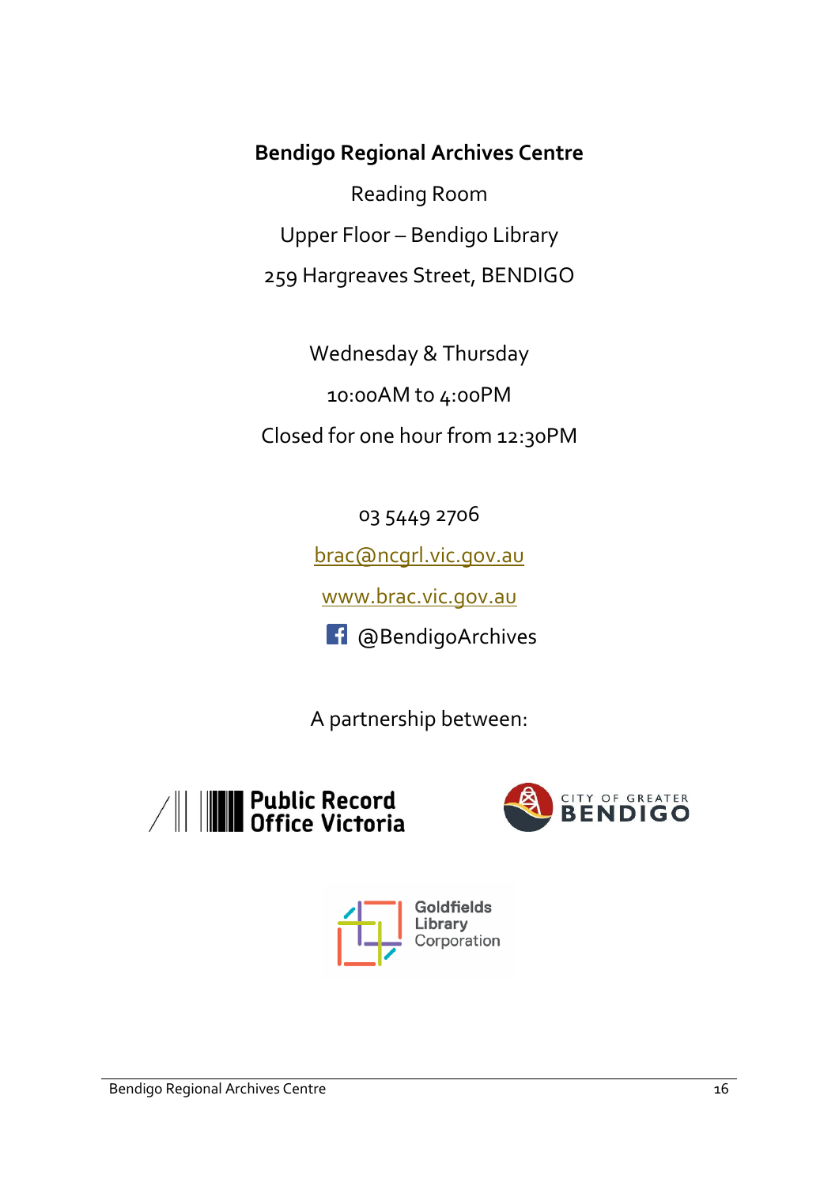**Bendigo Regional Archives Centre**

Reading Room

Upper Floor – Bendigo Library

259 Hargreaves Street, BENDIGO

Wednesday & Thursday

10:00AM to 4:00PM

Closed for one hour from 12:30PM

03 5449 2706

brac@ncgrl.vic.gov.au

www.brac.vic.gov.au

@BendigoArchives

A partnership between:

Public Record Office Victoria

City of Greater Bendigo

Goldfields Library Corporation